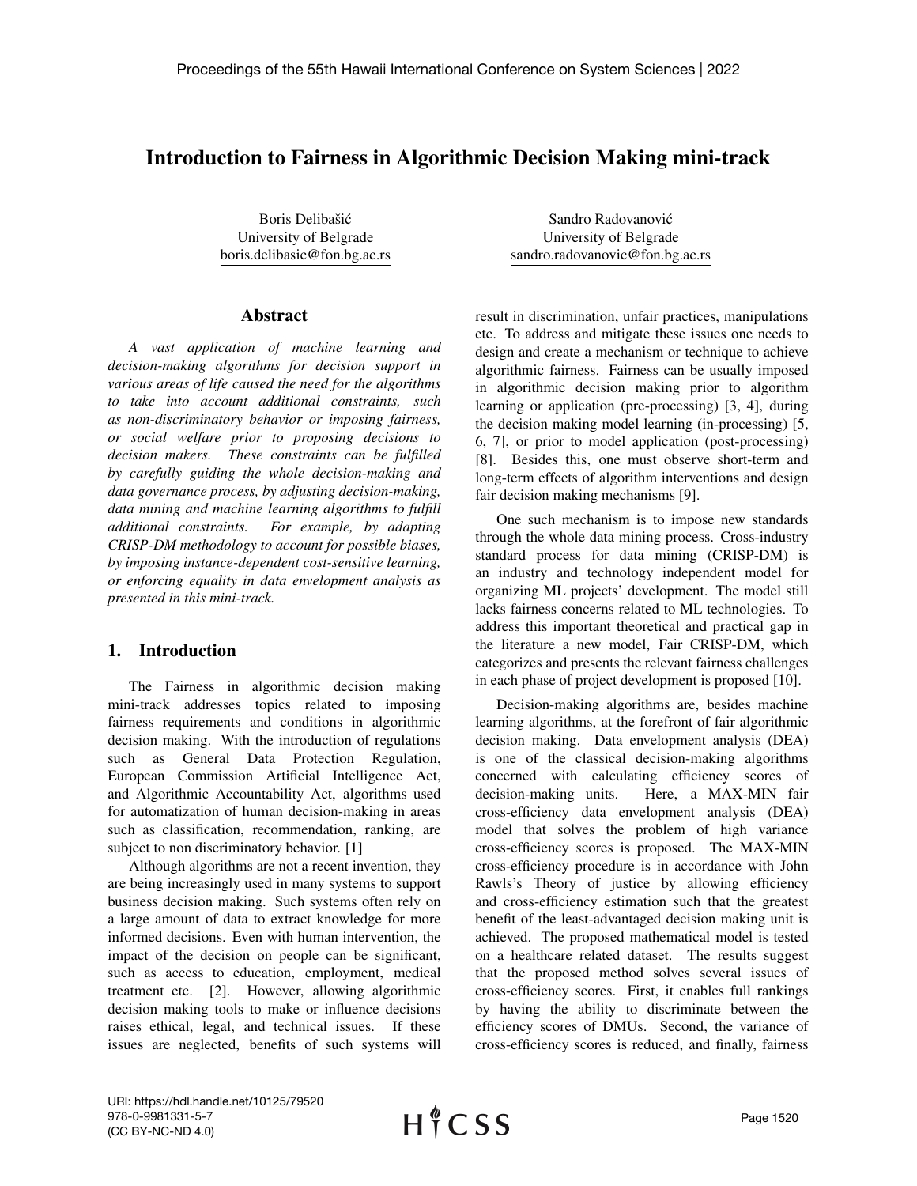# Introduction to Fairness in Algorithmic Decision Making mini-track

Boris Delibašić
University of Belgrade
boris.delibasic@fon.bg.ac.rs

Sandro Radovanović
University of Belgrade
sandro.radovanovic@fon.bg.ac.rs

## Abstract

*A vast application of machine learning and decision-making algorithms for decision support in various areas of life caused the need for the algorithms to take into account additional constraints, such as non-discriminatory behavior or imposing fairness, or social welfare prior to proposing decisions to decision makers. These constraints can be fulfilled by carefully guiding the whole decision-making and data governance process, by adjusting decision-making, data mining and machine learning algorithms to fulfill additional constraints. For example, by adapting CRISP-DM methodology to account for possible biases, by imposing instance-dependent cost-sensitive learning, or enforcing equality in data envelopment analysis as presented in this mini-track.*

## 1. Introduction

The Fairness in algorithmic decision making mini-track addresses topics related to imposing fairness requirements and conditions in algorithmic decision making. With the introduction of regulations such as General Data Protection Regulation, European Commission Artificial Intelligence Act, and Algorithmic Accountability Act, algorithms used for automatization of human decision-making in areas such as classification, recommendation, ranking, are subject to non discriminatory behavior. [1]

Although algorithms are not a recent invention, they are being increasingly used in many systems to support business decision making. Such systems often rely on a large amount of data to extract knowledge for more informed decisions. Even with human intervention, the impact of the decision on people can be significant, such as access to education, employment, medical treatment etc. [2]. However, allowing algorithmic decision making tools to make or influence decisions raises ethical, legal, and technical issues. If these issues are neglected, benefits of such systems will result in discrimination, unfair practices, manipulations etc. To address and mitigate these issues one needs to design and create a mechanism or technique to achieve algorithmic fairness. Fairness can be usually imposed in algorithmic decision making prior to algorithm learning or application (pre-processing) [3, 4], during the decision making model learning (in-processing) [5, 6, 7], or prior to model application (post-processing) [8]. Besides this, one must observe short-term and long-term effects of algorithm interventions and design fair decision making mechanisms [9].

One such mechanism is to impose new standards through the whole data mining process. Cross-industry standard process for data mining (CRISP-DM) is an industry and technology independent model for organizing ML projects' development. The model still lacks fairness concerns related to ML technologies. To address this important theoretical and practical gap in the literature a new model, Fair CRISP-DM, which categorizes and presents the relevant fairness challenges in each phase of project development is proposed [10].

Decision-making algorithms are, besides machine learning algorithms, at the forefront of fair algorithmic decision making. Data envelopment analysis (DEA) is one of the classical decision-making algorithms concerned with calculating efficiency scores of decision-making units. Here, a MAX-MIN fair cross-efficiency data envelopment analysis (DEA) model that solves the problem of high variance cross-efficiency scores is proposed. The MAX-MIN cross-efficiency procedure is in accordance with John Rawls's Theory of justice by allowing efficiency and cross-efficiency estimation such that the greatest benefit of the least-advantaged decision making unit is achieved. The proposed mathematical model is tested on a healthcare related dataset. The results suggest that the proposed method solves several issues of cross-efficiency scores. First, it enables full rankings by having the ability to discriminate between the efficiency scores of DMUs. Second, the variance of cross-efficiency scores is reduced, and finally, fairness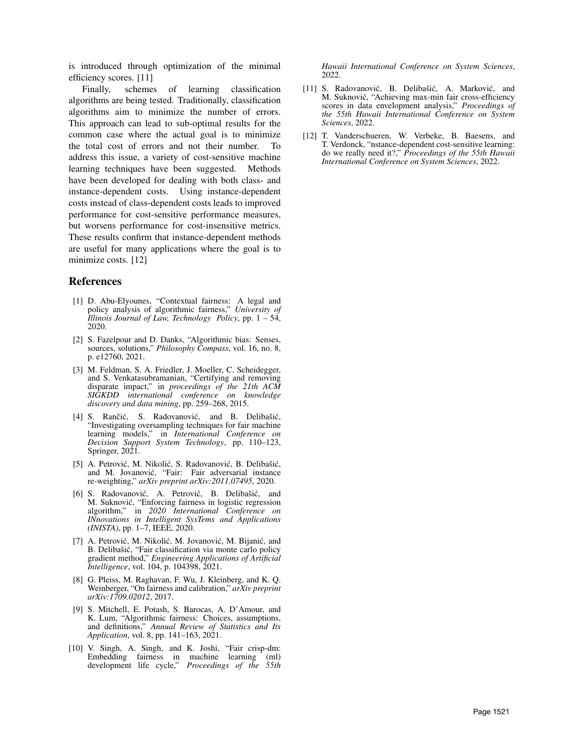is introduced through optimization of the minimal efficiency scores. [11]

Finally, schemes of learning classification algorithms are being tested. Traditionally, classification algorithms aim to minimize the number of errors. This approach can lead to sub-optimal results for the common case where the actual goal is to minimize the total cost of errors and not their number. To address this issue, a variety of cost-sensitive machine learning techniques have been suggested. Methods have been developed for dealing with both class- and instance-dependent costs. Using instance-dependent costs instead of class-dependent costs leads to improved performance for cost-sensitive performance measures, but worsens performance for cost-insensitive metrics. These results confirm that instance-dependent methods are useful for many applications where the goal is to minimize costs. [12]

## References

[1] D. Abu-Elyounes, "Contextual fairness: A legal and policy analysis of algorithmic fairness," *University of Illinois Journal of Law, Technology Policy*, pp. 1 – 54, 2020.

[2] S. Fazelpour and D. Danks, "Algorithmic bias: Senses, sources, solutions," *Philosophy Compass*, vol. 16, no. 8, p. e12760, 2021.

[3] M. Feldman, S. A. Friedler, J. Moeller, C. Scheidegger, and S. Venkatasubramanian, "Certifying and removing disparate impact," in *proceedings of the 21th ACM SIGKDD international conference on knowledge discovery and data mining*, pp. 259–268, 2015.

[4] S. Rančić, S. Radovanović, and B. Delibašić, "Investigating oversampling techniques for fair machine learning models," in *International Conference on Decision Support System Technology*, pp. 110–123, Springer, 2021.

[5] A. Petrović, M. Nikolić, S. Radovanović, B. Delibašić, and M. Jovanović, "Fair: Fair adversarial instance re-weighting," *arXiv preprint arXiv:2011.07495*, 2020.

[6] S. Radovanović, A. Petrović, B. Delibašić, and M. Suknović, "Enforcing fairness in logistic regression algorithm," in *2020 International Conference on INnovations in Intelligent SysTems and Applications (INISTA)*, pp. 1–7, IEEE, 2020.

[7] A. Petrović, M. Nikolić, M. Jovanović, M. Bijanić, and B. Delibašić, "Fair classification via monte carlo policy gradient method," *Engineering Applications of Artificial Intelligence*, vol. 104, p. 104398, 2021.

[8] G. Pleiss, M. Raghavan, F. Wu, J. Kleinberg, and K. Q. Weinberger, "On fairness and calibration," *arXiv preprint arXiv:1709.02012*, 2017.

[9] S. Mitchell, E. Potash, S. Barocas, A. D'Amour, and K. Lum, "Algorithmic fairness: Choices, assumptions, and definitions," *Annual Review of Statistics and Its Application*, vol. 8, pp. 141–163, 2021.

[10] V. Singh, A. Singh, and K. Joshi, "Fair crisp-dm: Embedding fairness in machine learning (ml) development life cycle," *Proceedings of the 55th Hawaii International Conference on System Sciences*, 2022.

[11] S. Radovanović, B. Delibašić, A. Marković, and M. Suknović, "Achieving max-min fair cross-efficiency scores in data envelopment analysis," *Proceedings of the 55th Hawaii International Conference on System Sciences*, 2022.

[12] T. Vanderschueren, W. Verbeke, B. Baesens, and T. Verdonck, "nstance-dependent cost-sensitive learning: do we really need it?," *Proceedings of the 55th Hawaii International Conference on System Sciences*, 2022.